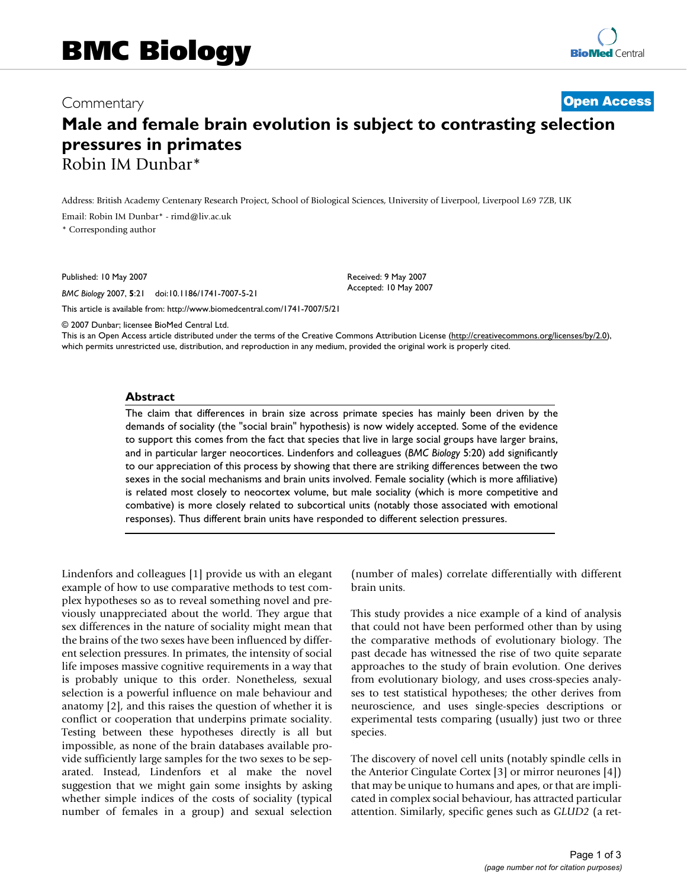# BMC Biology

Commentary **Open Access**

# Male and female brain evolution is subject to contrasting selection pressures in primates

Robin IM Dunbar*

Address: British Academy Centenary Research Project, School of Biological Sciences, University of Liverpool, Liverpool L69 7ZB, UK

Email: Robin IM Dunbar* - rimd@liv.ac.uk

\* Corresponding author

Published: 10 May 2007

*BMC Biology* 2007, **5**:21 doi:10.1186/1741-7007-5-21

Received: 9 May 2007
Accepted: 10 May 2007

This article is available from: http://www.biomedcentral.com/1741-7007/5/21

© 2007 Dunbar; licensee BioMed Central Ltd.
This is an Open Access article distributed under the terms of the Creative Commons Attribution License (http://creativecommons.org/licenses/by/2.0), which permits unrestricted use, distribution, and reproduction in any medium, provided the original work is properly cited.

## Abstract

The claim that differences in brain size across primate species has mainly been driven by the demands of sociality (the "social brain" hypothesis) is now widely accepted. Some of the evidence to support this comes from the fact that species that live in large social groups have larger brains, and in particular larger neocortices. Lindenfors and colleagues (*BMC Biology* 5:20) add significantly to our appreciation of this process by showing that there are striking differences between the two sexes in the social mechanisms and brain units involved. Female sociality (which is more affiliative) is related most closely to neocortex volume, but male sociality (which is more competitive and combative) is more closely related to subcortical units (notably those associated with emotional responses). Thus different brain units have responded to different selection pressures.

Lindenfors and colleagues [1] provide us with an elegant example of how to use comparative methods to test complex hypotheses so as to reveal something novel and previously unappreciated about the world. They argue that sex differences in the nature of sociality might mean that the brains of the two sexes have been influenced by different selection pressures. In primates, the intensity of social life imposes massive cognitive requirements in a way that is probably unique to this order. Nonetheless, sexual selection is a powerful influence on male behaviour and anatomy [2], and this raises the question of whether it is conflict or cooperation that underpins primate sociality. Testing between these hypotheses directly is all but impossible, as none of the brain databases available provide sufficiently large samples for the two sexes to be separated. Instead, Lindenfors et al make the novel suggestion that we might gain some insights by asking whether simple indices of the costs of sociality (typical number of females in a group) and sexual selection (number of males) correlate differentially with different brain units.

This study provides a nice example of a kind of analysis that could not have been performed other than by using the comparative methods of evolutionary biology. The past decade has witnessed the rise of two quite separate approaches to the study of brain evolution. One derives from evolutionary biology, and uses cross-species analyses to test statistical hypotheses; the other derives from neuroscience, and uses single-species descriptions or experimental tests comparing (usually) just two or three species.

The discovery of novel cell units (notably spindle cells in the Anterior Cingulate Cortex [3] or mirror neurones [4]) that may be unique to humans and apes, or that are implicated in complex social behaviour, has attracted particular attention. Similarly, specific genes such as *GLUD2* (a ret-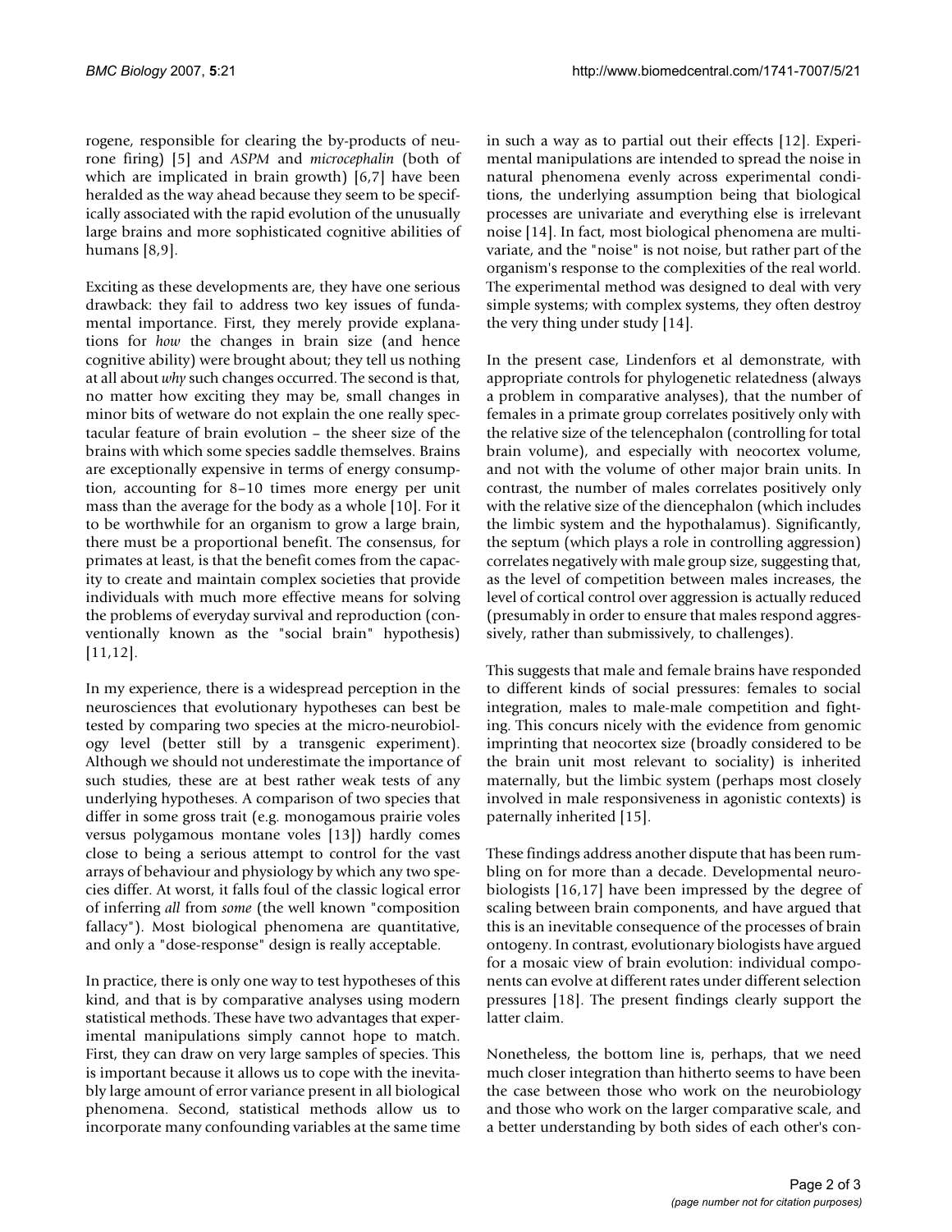rogene, responsible for clearing the by-products of neurone firing) [5] and *ASPM* and *microcephalin* (both of which are implicated in brain growth) [6,7] have been heralded as the way ahead because they seem to be specifically associated with the rapid evolution of the unusually large brains and more sophisticated cognitive abilities of humans [8,9].

Exciting as these developments are, they have one serious drawback: they fail to address two key issues of fundamental importance. First, they merely provide explanations for *how* the changes in brain size (and hence cognitive ability) were brought about; they tell us nothing at all about *why* such changes occurred. The second is that, no matter how exciting they may be, small changes in minor bits of wetware do not explain the one really spectacular feature of brain evolution – the sheer size of the brains with which some species saddle themselves. Brains are exceptionally expensive in terms of energy consumption, accounting for 8–10 times more energy per unit mass than the average for the body as a whole [10]. For it to be worthwhile for an organism to grow a large brain, there must be a proportional benefit. The consensus, for primates at least, is that the benefit comes from the capacity to create and maintain complex societies that provide individuals with much more effective means for solving the problems of everyday survival and reproduction (conventionally known as the "social brain" hypothesis) [11,12].

In my experience, there is a widespread perception in the neurosciences that evolutionary hypotheses can best be tested by comparing two species at the micro-neurobiology level (better still by a transgenic experiment). Although we should not underestimate the importance of such studies, these are at best rather weak tests of any underlying hypotheses. A comparison of two species that differ in some gross trait (e.g. monogamous prairie voles versus polygamous montane voles [13]) hardly comes close to being a serious attempt to control for the vast arrays of behaviour and physiology by which any two species differ. At worst, it falls foul of the classic logical error of inferring *all* from *some* (the well known "composition fallacy"). Most biological phenomena are quantitative, and only a "dose-response" design is really acceptable.

In practice, there is only one way to test hypotheses of this kind, and that is by comparative analyses using modern statistical methods. These have two advantages that experimental manipulations simply cannot hope to match. First, they can draw on very large samples of species. This is important because it allows us to cope with the inevitably large amount of error variance present in all biological phenomena. Second, statistical methods allow us to incorporate many confounding variables at the same time in such a way as to partial out their effects [12]. Experimental manipulations are intended to spread the noise in natural phenomena evenly across experimental conditions, the underlying assumption being that biological processes are univariate and everything else is irrelevant noise [14]. In fact, most biological phenomena are multivariate, and the "noise" is not noise, but rather part of the organism's response to the complexities of the real world. The experimental method was designed to deal with very simple systems; with complex systems, they often destroy the very thing under study [14].

In the present case, Lindenfors et al demonstrate, with appropriate controls for phylogenetic relatedness (always a problem in comparative analyses), that the number of females in a primate group correlates positively only with the relative size of the telencephalon (controlling for total brain volume), and especially with neocortex volume, and not with the volume of other major brain units. In contrast, the number of males correlates positively only with the relative size of the diencephalon (which includes the limbic system and the hypothalamus). Significantly, the septum (which plays a role in controlling aggression) correlates negatively with male group size, suggesting that, as the level of competition between males increases, the level of cortical control over aggression is actually reduced (presumably in order to ensure that males respond aggressively, rather than submissively, to challenges).

This suggests that male and female brains have responded to different kinds of social pressures: females to social integration, males to male-male competition and fighting. This concurs nicely with the evidence from genomic imprinting that neocortex size (broadly considered to be the brain unit most relevant to sociality) is inherited maternally, but the limbic system (perhaps most closely involved in male responsiveness in agonistic contexts) is paternally inherited [15].

These findings address another dispute that has been rumbling on for more than a decade. Developmental neurobiologists [16,17] have been impressed by the degree of scaling between brain components, and have argued that this is an inevitable consequence of the processes of brain ontogeny. In contrast, evolutionary biologists have argued for a mosaic view of brain evolution: individual components can evolve at different rates under different selection pressures [18]. The present findings clearly support the latter claim.

Nonetheless, the bottom line is, perhaps, that we need much closer integration than hitherto seems to have been the case between those who work on the neurobiology and those who work on the larger comparative scale, and a better understanding by both sides of each other's con-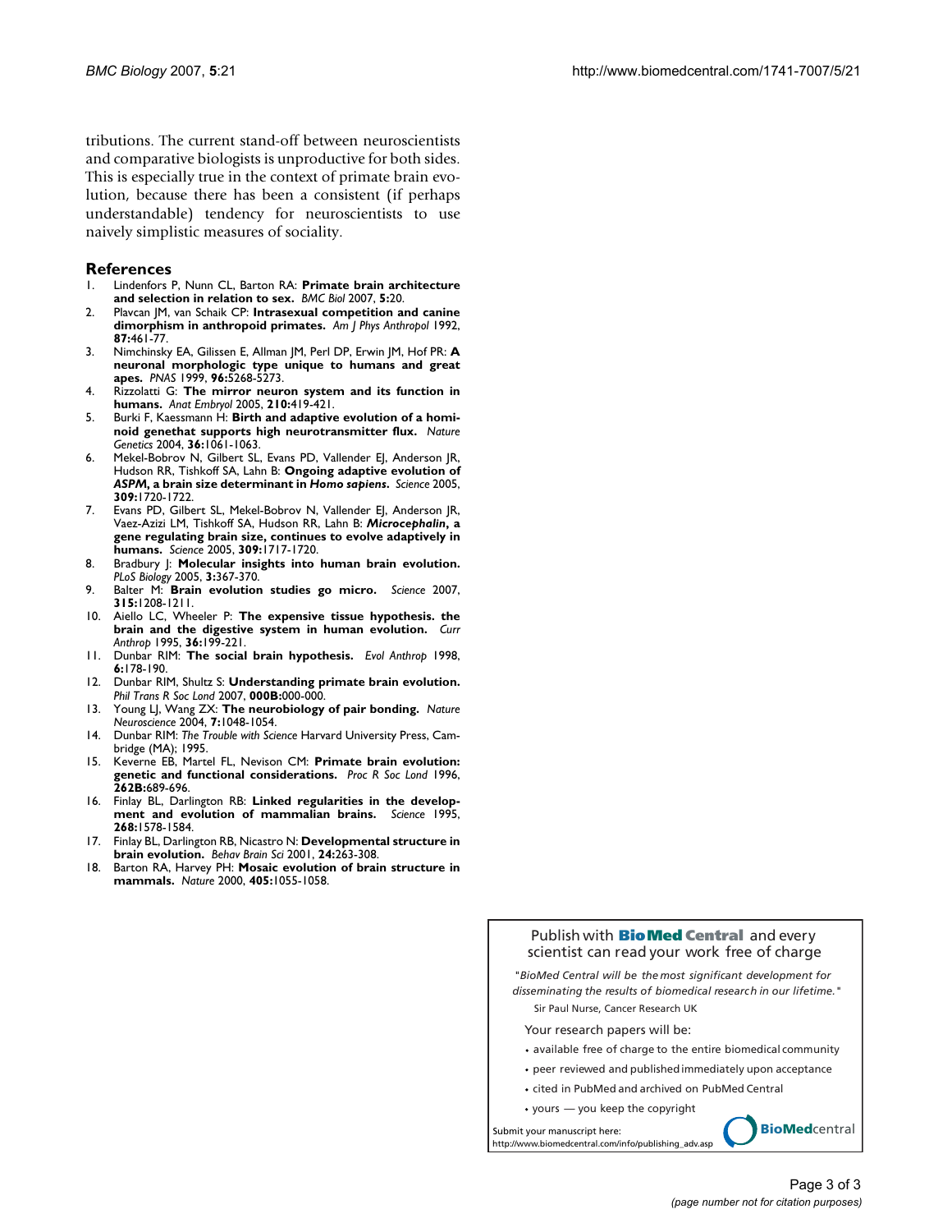tributions. The current stand-off between neuroscientists and comparative biologists is unproductive for both sides. This is especially true in the context of primate brain evolution, because there has been a consistent (if perhaps understandable) tendency for neuroscientists to use naively simplistic measures of sociality.

## References

1. Lindenfors P, Nunn CL, Barton RA: **Primate brain architecture and selection in relation to sex.** *BMC Biol* 2007, **5:**20.
2. Plavcan JM, van Schaik CP: **Intrasexual competition and canine dimorphism in anthropoid primates.** *Am J Phys Anthropol* 1992, **87:**461-77.
3. Nimchinsky EA, Gilissen E, Allman JM, Perl DP, Erwin JM, Hof PR: **A neuronal morphologic type unique to humans and great apes.** *PNAS* 1999, **96:**5268-5273.
4. Rizzolatti G: **The mirror neuron system and its function in humans.** *Anat Embryol* 2005, **210:**419-421.
5. Burki F, Kaessmann H: **Birth and adaptive evolution of a hominoid genethat supports high neurotransmitter flux.** *Nature Genetics* 2004, **36:**1061-1063.
6. Mekel-Bobrov N, Gilbert SL, Evans PD, Vallender EJ, Anderson JR, Hudson RR, Tishkoff SA, Lahn B: **Ongoing adaptive evolution of *ASPM*, a brain size determinant in *Homo sapiens*.** *Science* 2005, **309:**1720-1722.
7. Evans PD, Gilbert SL, Mekel-Bobrov N, Vallender EJ, Anderson JR, Vaez-Azizi LM, Tishkoff SA, Hudson RR, Lahn B: ***Microcephalin*, a gene regulating brain size, continues to evolve adaptively in humans.** *Science* 2005, **309:**1717-1720.
8. Bradbury J: **Molecular insights into human brain evolution.** *PLoS Biology* 2005, **3:**367-370.
9. Balter M: **Brain evolution studies go micro.** *Science* 2007, **315:**1208-1211.
10. Aiello LC, Wheeler P: **The expensive tissue hypothesis. the brain and the digestive system in human evolution.** *Curr Anthrop* 1995, **36:**199-221.
11. Dunbar RIM: **The social brain hypothesis.** *Evol Anthrop* 1998, **6:**178-190.
12. Dunbar RIM, Shultz S: **Understanding primate brain evolution.** *Phil Trans R Soc Lond* 2007, **000B:**000-000.
13. Young LJ, Wang ZX: **The neurobiology of pair bonding.** *Nature Neuroscience* 2004, **7:**1048-1054.
14. Dunbar RIM: *The Trouble with Science* Harvard University Press, Cambridge (MA); 1995.
15. Keverne EB, Martel FL, Nevison CM: **Primate brain evolution: genetic and functional considerations.** *Proc R Soc Lond* 1996, **262B:**689-696.
16. Finlay BL, Darlington RB: **Linked regularities in the development and evolution of mammalian brains.** *Science* 1995, **268:**1578-1584.
17. Finlay BL, Darlington RB, Nicastro N: **Developmental structure in brain evolution.** *Behav Brain Sci* 2001, **24:**263-308.
18. Barton RA, Harvey PH: **Mosaic evolution of brain structure in mammals.** *Nature* 2000, **405:**1055-1058.

Publish with **BioMed Central** and every scientist can read your work free of charge

*"BioMed Central will be the most significant development for disseminating the results of biomedical research in our lifetime."*

Sir Paul Nurse, Cancer Research UK

Your research papers will be:

- available free of charge to the entire biomedical community
- peer reviewed and published immediately upon acceptance
- cited in PubMed and archived on PubMed Central
- yours — you keep the copyright

Submit your manuscript here:
http://www.biomedcentral.com/info/publishing_adv.asp

BioMedcentral